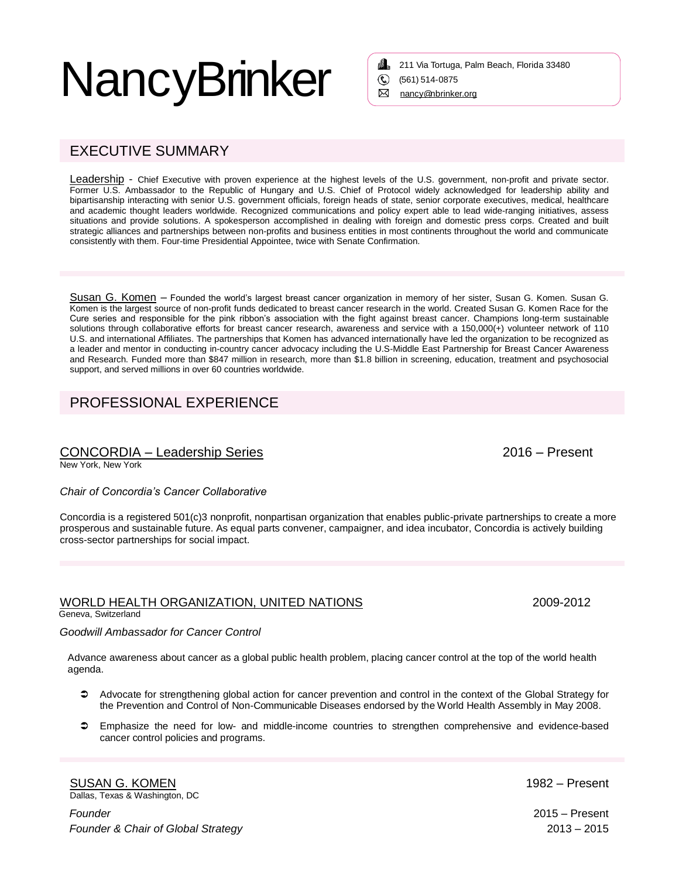# NancyBrinker

211 Via Tortuga, Palm Beach, Florida 33480
(561) 514-0875
nancy@nbrinker.org

## EXECUTIVE SUMMARY

Leadership - Chief Executive with proven experience at the highest levels of the U.S. government, non-profit and private sector. Former U.S. Ambassador to the Republic of Hungary and U.S. Chief of Protocol widely acknowledged for leadership ability and bipartisanship interacting with senior U.S. government officials, foreign heads of state, senior corporate executives, medical, healthcare and academic thought leaders worldwide. Recognized communications and policy expert able to lead wide-ranging initiatives, assess situations and provide solutions. A spokesperson accomplished in dealing with foreign and domestic press corps. Created and built strategic alliances and partnerships between non-profits and business entities in most continents throughout the world and communicate consistently with them. Four-time Presidential Appointee, twice with Senate Confirmation.

Susan G. Komen – Founded the world's largest breast cancer organization in memory of her sister, Susan G. Komen. Susan G. Komen is the largest source of non-profit funds dedicated to breast cancer research in the world. Created Susan G. Komen Race for the Cure series and responsible for the pink ribbon's association with the fight against breast cancer. Champions long-term sustainable solutions through collaborative efforts for breast cancer research, awareness and service with a 150,000(+) volunteer network of 110 U.S. and international Affiliates. The partnerships that Komen has advanced internationally have led the organization to be recognized as a leader and mentor in conducting in-country cancer advocacy including the U.S-Middle East Partnership for Breast Cancer Awareness and Research. Funded more than $847 million in research, more than $1.8 billion in screening, education, treatment and psychosocial support, and served millions in over 60 countries worldwide.

## PROFESSIONAL EXPERIENCE

### CONCORDIA – Leadership Series — 2016 – Present

New York, New York

*Chair of Concordia's Cancer Collaborative*

Concordia is a registered 501(c)3 nonprofit, nonpartisan organization that enables public-private partnerships to create a more prosperous and sustainable future. As equal parts convener, campaigner, and idea incubator, Concordia is actively building cross-sector partnerships for social impact.

### WORLD HEALTH ORGANIZATION, UNITED NATIONS — 2009-2012

Geneva, Switzerland

*Goodwill Ambassador for Cancer Control*

Advance awareness about cancer as a global public health problem, placing cancer control at the top of the world health agenda.

- Advocate for strengthening global action for cancer prevention and control in the context of the Global Strategy for the Prevention and Control of Non-Communicable Diseases endorsed by the World Health Assembly in May 2008.
- Emphasize the need for low- and middle-income countries to strengthen comprehensive and evidence-based cancer control policies and programs.

### SUSAN G. KOMEN — 1982 – Present

Dallas, Texas & Washington, DC

*Founder* — 2015 – Present

*Founder & Chair of Global Strategy* — 2013 – 2015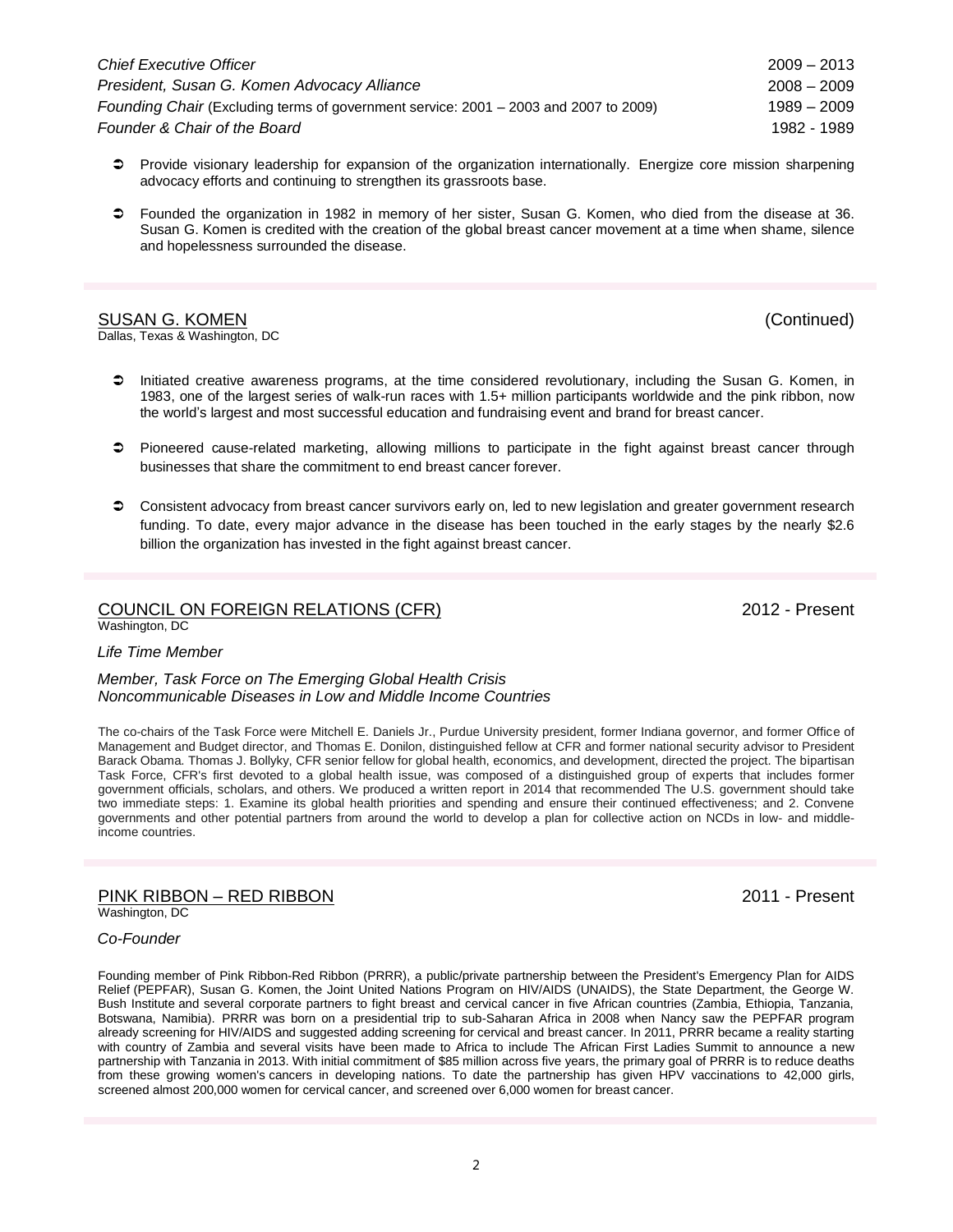*Chief Executive Officer* 2009 – 2013
*President, Susan G. Komen Advocacy Alliance* 2008 – 2009
*Founding Chair* (Excluding terms of government service: 2001 – 2003 and 2007 to 2009) 1989 – 2009
*Founder & Chair of the Board* 1982 - 1989

- Provide visionary leadership for expansion of the organization internationally. Energize core mission sharpening advocacy efforts and continuing to strengthen its grassroots base.
- Founded the organization in 1982 in memory of her sister, Susan G. Komen, who died from the disease at 36. Susan G. Komen is credited with the creation of the global breast cancer movement at a time when shame, silence and hopelessness surrounded the disease.

## SUSAN G. KOMEN (Continued)

Dallas, Texas & Washington, DC

- Initiated creative awareness programs, at the time considered revolutionary, including the Susan G. Komen, in 1983, one of the largest series of walk-run races with 1.5+ million participants worldwide and the pink ribbon, now the world's largest and most successful education and fundraising event and brand for breast cancer.
- Pioneered cause-related marketing, allowing millions to participate in the fight against breast cancer through businesses that share the commitment to end breast cancer forever.
- Consistent advocacy from breast cancer survivors early on, led to new legislation and greater government research funding. To date, every major advance in the disease has been touched in the early stages by the nearly $2.6 billion the organization has invested in the fight against breast cancer.

## COUNCIL ON FOREIGN RELATIONS (CFR) 2012 - Present

Washington, DC

*Life Time Member*

*Member, Task Force on The Emerging Global Health Crisis*
*Noncommunicable Diseases in Low and Middle Income Countries*

The co-chairs of the Task Force were Mitchell E. Daniels Jr., Purdue University president, former Indiana governor, and former Office of Management and Budget director, and Thomas E. Donilon, distinguished fellow at CFR and former national security advisor to President Barack Obama. Thomas J. Bollyky, CFR senior fellow for global health, economics, and development, directed the project. The bipartisan Task Force, CFR's first devoted to a global health issue, was composed of a distinguished group of experts that includes former government officials, scholars, and others. We produced a written report in 2014 that recommended The U.S. government should take two immediate steps: 1. Examine its global health priorities and spending and ensure their continued effectiveness; and 2. Convene governments and other potential partners from around the world to develop a plan for collective action on NCDs in low- and middle-income countries.

## PINK RIBBON – RED RIBBON 2011 - Present

Washington, DC

*Co-Founder*

Founding member of Pink Ribbon-Red Ribbon (PRRR), a public/private partnership between the President's Emergency Plan for AIDS Relief (PEPFAR), Susan G. Komen, the Joint United Nations Program on HIV/AIDS (UNAIDS), the State Department, the George W. Bush Institute and several corporate partners to fight breast and cervical cancer in five African countries (Zambia, Ethiopia, Tanzania, Botswana, Namibia). PRRR was born on a presidential trip to sub-Saharan Africa in 2008 when Nancy saw the PEPFAR program already screening for HIV/AIDS and suggested adding screening for cervical and breast cancer. In 2011, PRRR became a reality starting with country of Zambia and several visits have been made to Africa to include The African First Ladies Summit to announce a new partnership with Tanzania in 2013. With initial commitment of $85 million across five years, the primary goal of PRRR is to reduce deaths from these growing women's cancers in developing nations. To date the partnership has given HPV vaccinations to 42,000 girls, screened almost 200,000 women for cervical cancer, and screened over 6,000 women for breast cancer.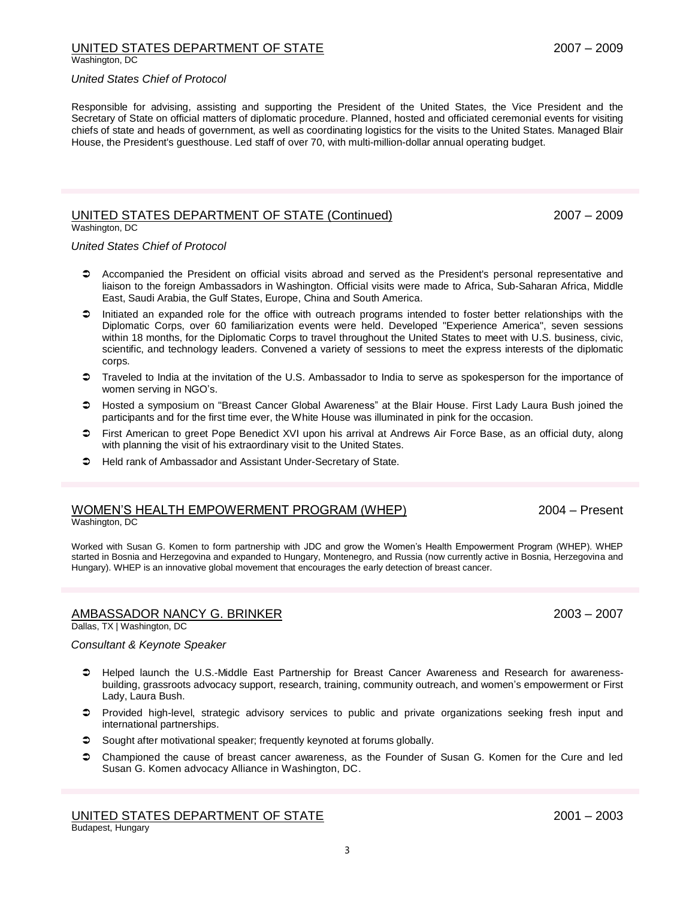## UNITED STATES DEPARTMENT OF STATE — 2007 – 2009

Washington, DC

*United States Chief of Protocol*

Responsible for advising, assisting and supporting the President of the United States, the Vice President and the Secretary of State on official matters of diplomatic procedure. Planned, hosted and officiated ceremonial events for visiting chiefs of state and heads of government, as well as coordinating logistics for the visits to the United States. Managed Blair House, the President's guesthouse. Led staff of over 70, with multi-million-dollar annual operating budget.

---

## UNITED STATES DEPARTMENT OF STATE (Continued) — 2007 – 2009

Washington, DC

*United States Chief of Protocol*

- Accompanied the President on official visits abroad and served as the President's personal representative and liaison to the foreign Ambassadors in Washington. Official visits were made to Africa, Sub-Saharan Africa, Middle East, Saudi Arabia, the Gulf States, Europe, China and South America.
- Initiated an expanded role for the office with outreach programs intended to foster better relationships with the Diplomatic Corps, over 60 familiarization events were held. Developed "Experience America", seven sessions within 18 months, for the Diplomatic Corps to travel throughout the United States to meet with U.S. business, civic, scientific, and technology leaders. Convened a variety of sessions to meet the express interests of the diplomatic corps.
- Traveled to India at the invitation of the U.S. Ambassador to India to serve as spokesperson for the importance of women serving in NGO's.
- Hosted a symposium on "Breast Cancer Global Awareness" at the Blair House. First Lady Laura Bush joined the participants and for the first time ever, the White House was illuminated in pink for the occasion.
- First American to greet Pope Benedict XVI upon his arrival at Andrews Air Force Base, as an official duty, along with planning the visit of his extraordinary visit to the United States.
- Held rank of Ambassador and Assistant Under-Secretary of State.

---

## WOMEN'S HEALTH EMPOWERMENT PROGRAM (WHEP) — 2004 – Present

Washington, DC

Worked with Susan G. Komen to form partnership with JDC and grow the Women's Health Empowerment Program (WHEP). WHEP started in Bosnia and Herzegovina and expanded to Hungary, Montenegro, and Russia (now currently active in Bosnia, Herzegovina and Hungary). WHEP is an innovative global movement that encourages the early detection of breast cancer.

---

## AMBASSADOR NANCY G. BRINKER — 2003 – 2007

Dallas, TX | Washington, DC

*Consultant & Keynote Speaker*

- Helped launch the U.S.-Middle East Partnership for Breast Cancer Awareness and Research for awareness-building, grassroots advocacy support, research, training, community outreach, and women's empowerment or First Lady, Laura Bush.
- Provided high-level, strategic advisory services to public and private organizations seeking fresh input and international partnerships.
- Sought after motivational speaker; frequently keynoted at forums globally.
- Championed the cause of breast cancer awareness, as the Founder of Susan G. Komen for the Cure and led Susan G. Komen advocacy Alliance in Washington, DC.

---

## UNITED STATES DEPARTMENT OF STATE — 2001 – 2003

Budapest, Hungary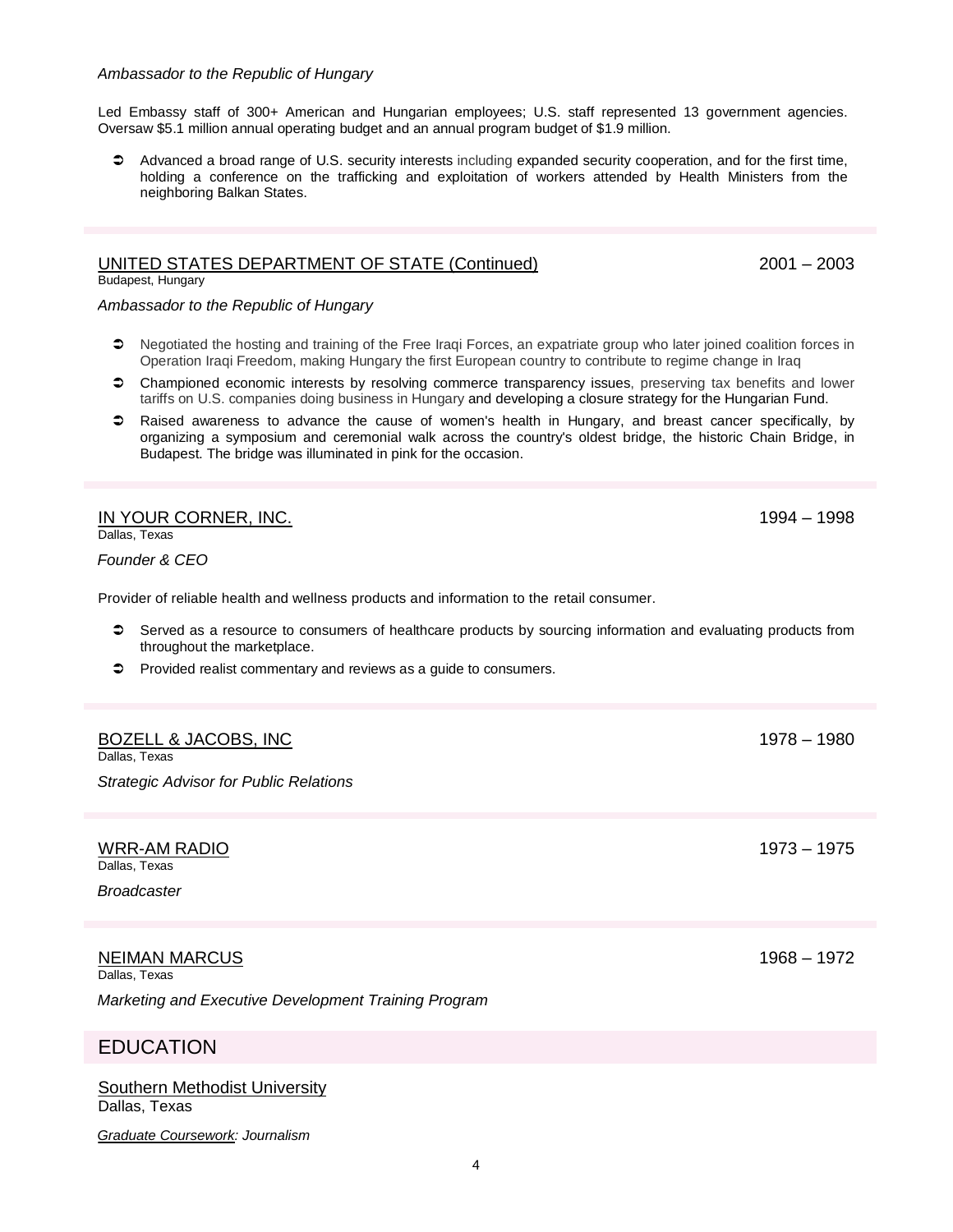*Ambassador to the Republic of Hungary*

Led Embassy staff of 300+ American and Hungarian employees; U.S. staff represented 13 government agencies. Oversaw $5.1 million annual operating budget and an annual program budget of $1.9 million.

- Advanced a broad range of U.S. security interests including expanded security cooperation, and for the first time, holding a conference on the trafficking and exploitation of workers attended by Health Ministers from the neighboring Balkan States.

---

<u>UNITED STATES DEPARTMENT OF STATE (Continued)</u> 2001 – 2003
Budapest, Hungary

*Ambassador to the Republic of Hungary*

- Negotiated the hosting and training of the Free Iraqi Forces, an expatriate group who later joined coalition forces in Operation Iraqi Freedom, making Hungary the first European country to contribute to regime change in Iraq
- Championed economic interests by resolving commerce transparency issues, preserving tax benefits and lower tariffs on U.S. companies doing business in Hungary and developing a closure strategy for the Hungarian Fund.
- Raised awareness to advance the cause of women's health in Hungary, and breast cancer specifically, by organizing a symposium and ceremonial walk across the country's oldest bridge, the historic Chain Bridge, in Budapest. The bridge was illuminated in pink for the occasion.

---

<u>IN YOUR CORNER, INC.</u> 1994 – 1998
Dallas, Texas

*Founder & CEO*

Provider of reliable health and wellness products and information to the retail consumer.

- Served as a resource to consumers of healthcare products by sourcing information and evaluating products from throughout the marketplace.
- Provided realist commentary and reviews as a guide to consumers.

---

<u>BOZELL & JACOBS, INC</u> 1978 – 1980
Dallas, Texas

*Strategic Advisor for Public Relations*

---

<u>WRR-AM RADIO</u> 1973 – 1975
Dallas, Texas

*Broadcaster*

---

<u>NEIMAN MARCUS</u> 1968 – 1972
Dallas, Texas

*Marketing and Executive Development Training Program*

## EDUCATION

<u>Southern Methodist University</u>
Dallas, Texas

*<u>Graduate Coursework</u>: Journalism*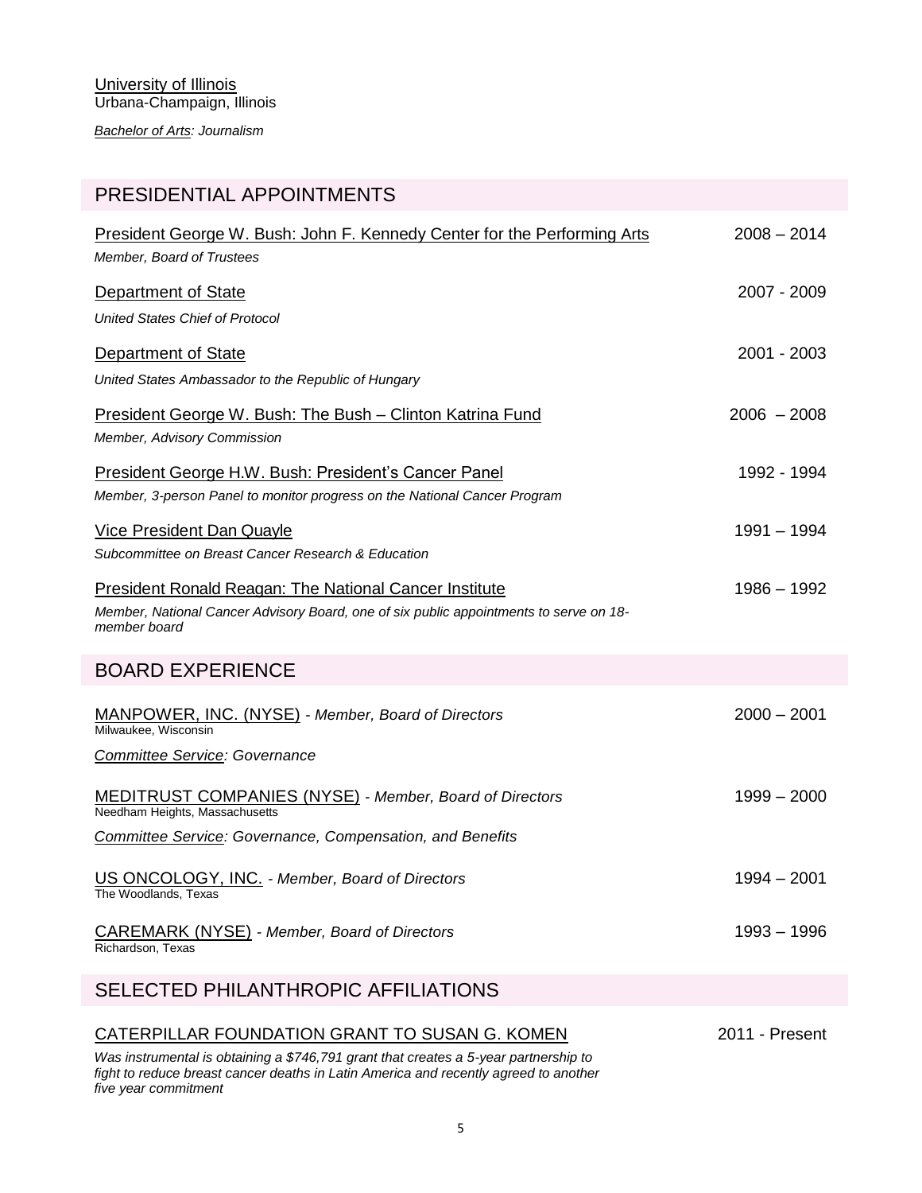University of Illinois
Urbana-Champaign, Illinois

*Bachelor of Arts: Journalism*

## PRESIDENTIAL APPOINTMENTS

President George W. Bush: John F. Kennedy Center for the Performing Arts — 2008 – 2014
*Member, Board of Trustees*

Department of State — 2007 - 2009
*United States Chief of Protocol*

Department of State — 2001 - 2003
*United States Ambassador to the Republic of Hungary*

President George W. Bush: The Bush – Clinton Katrina Fund — 2006 – 2008
*Member, Advisory Commission*

President George H.W. Bush: President's Cancer Panel — 1992 - 1994
*Member, 3-person Panel to monitor progress on the National Cancer Program*

Vice President Dan Quayle — 1991 – 1994
*Subcommittee on Breast Cancer Research & Education*

President Ronald Reagan: The National Cancer Institute — 1986 – 1992
*Member, National Cancer Advisory Board, one of six public appointments to serve on 18-member board*

## BOARD EXPERIENCE

MANPOWER, INC. (NYSE) - *Member, Board of Directors* — 2000 – 2001
Milwaukee, Wisconsin

*Committee Service: Governance*

MEDITRUST COMPANIES (NYSE) - *Member, Board of Directors* — 1999 – 2000
Needham Heights, Massachusetts

*Committee Service: Governance, Compensation, and Benefits*

US ONCOLOGY, INC. - *Member, Board of Directors* — 1994 – 2001
The Woodlands, Texas

CAREMARK (NYSE) - *Member, Board of Directors* — 1993 – 1996
Richardson, Texas

## SELECTED PHILANTHROPIC AFFILIATIONS

CATERPILLAR FOUNDATION GRANT TO SUSAN G. KOMEN — 2011 - Present

*Was instrumental is obtaining a $746,791 grant that creates a 5-year partnership to fight to reduce breast cancer deaths in Latin America and recently agreed to another five year commitment*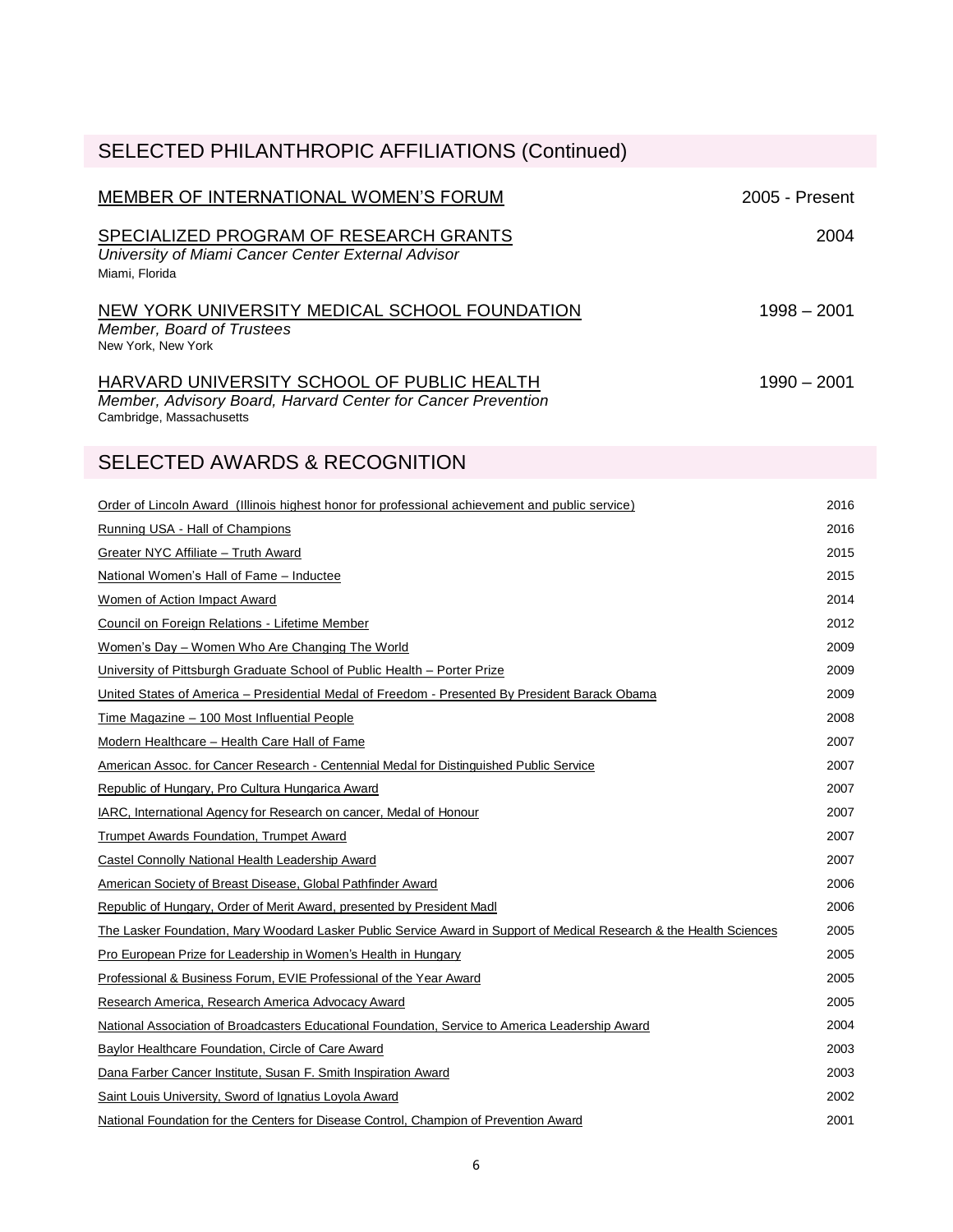## SELECTED PHILANTHROPIC AFFILIATIONS (Continued)

MEMBER OF INTERNATIONAL WOMEN'S FORUM — 2005 - Present

SPECIALIZED PROGRAM OF RESEARCH GRANTS — 2004
*University of Miami Cancer Center External Advisor*
Miami, Florida

NEW YORK UNIVERSITY MEDICAL SCHOOL FOUNDATION — 1998 – 2001
*Member, Board of Trustees*
New York, New York

HARVARD UNIVERSITY SCHOOL OF PUBLIC HEALTH — 1990 – 2001
*Member, Advisory Board, Harvard Center for Cancer Prevention*
Cambridge, Massachusetts

## SELECTED AWARDS & RECOGNITION

| | |
|---|---|
| Order of Lincoln Award (Illinois highest honor for professional achievement and public service) | 2016 |
| Running USA - Hall of Champions | 2016 |
| Greater NYC Affiliate – Truth Award | 2015 |
| National Women's Hall of Fame – Inductee | 2015 |
| Women of Action Impact Award | 2014 |
| Council on Foreign Relations - Lifetime Member | 2012 |
| Women's Day – Women Who Are Changing The World | 2009 |
| University of Pittsburgh Graduate School of Public Health – Porter Prize | 2009 |
| United States of America – Presidential Medal of Freedom - Presented By President Barack Obama | 2009 |
| Time Magazine – 100 Most Influential People | 2008 |
| Modern Healthcare – Health Care Hall of Fame | 2007 |
| American Assoc. for Cancer Research - Centennial Medal for Distinguished Public Service | 2007 |
| Republic of Hungary, Pro Cultura Hungarica Award | 2007 |
| IARC, International Agency for Research on cancer, Medal of Honour | 2007 |
| Trumpet Awards Foundation, Trumpet Award | 2007 |
| Castel Connolly National Health Leadership Award | 2007 |
| American Society of Breast Disease, Global Pathfinder Award | 2006 |
| Republic of Hungary, Order of Merit Award, presented by President Madl | 2006 |
| The Lasker Foundation, Mary Woodard Lasker Public Service Award in Support of Medical Research & the Health Sciences | 2005 |
| Pro European Prize for Leadership in Women's Health in Hungary | 2005 |
| Professional & Business Forum, EVIE Professional of the Year Award | 2005 |
| Research America, Research America Advocacy Award | 2005 |
| National Association of Broadcasters Educational Foundation, Service to America Leadership Award | 2004 |
| Baylor Healthcare Foundation, Circle of Care Award | 2003 |
| Dana Farber Cancer Institute, Susan F. Smith Inspiration Award | 2003 |
| Saint Louis University, Sword of Ignatius Loyola Award | 2002 |
| National Foundation for the Centers for Disease Control, Champion of Prevention Award | 2001 |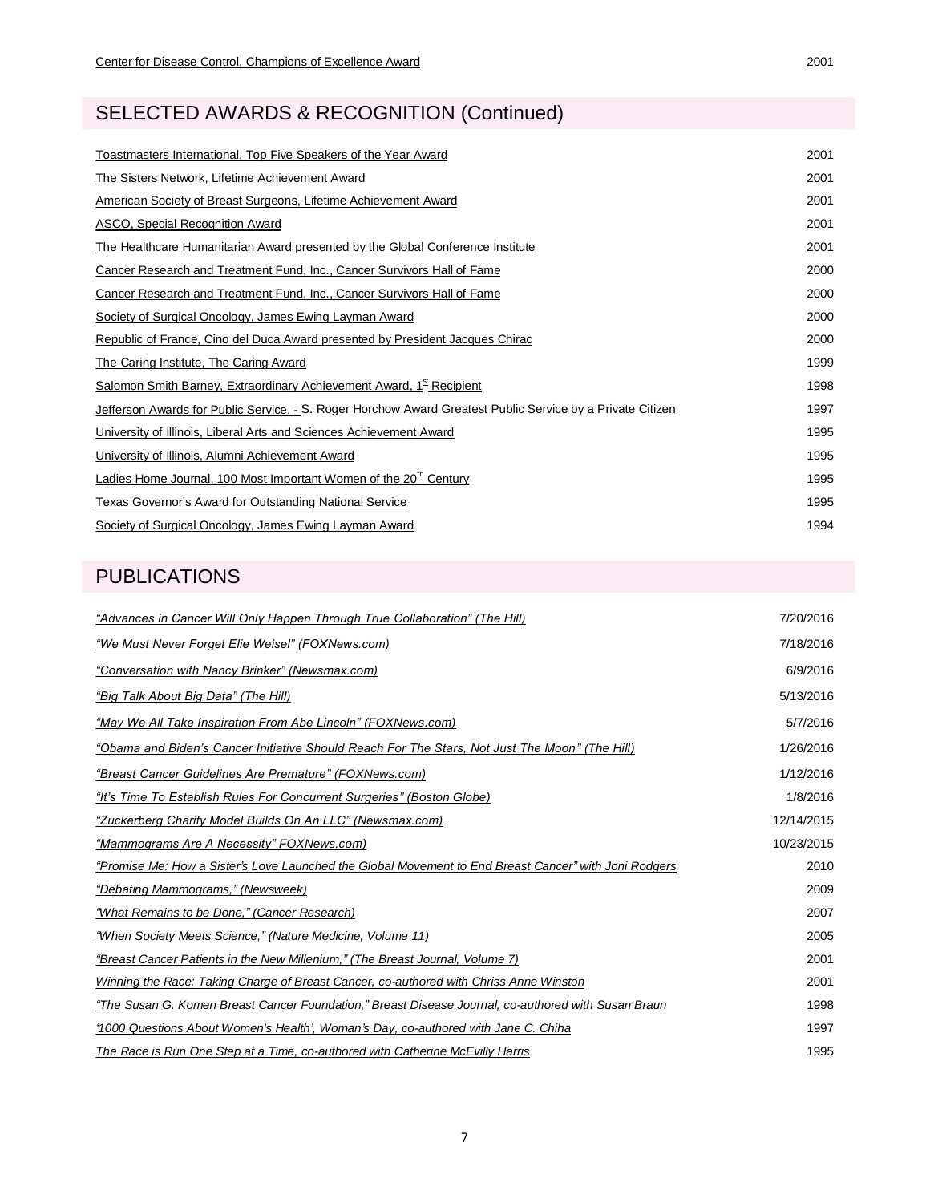| | |
|---|---|
| Center for Disease Control, Champions of Excellence Award | 2001 |

## SELECTED AWARDS & RECOGNITION (Continued)

| | |
|---|---|
| Toastmasters International, Top Five Speakers of the Year Award | 2001 |
| The Sisters Network, Lifetime Achievement Award | 2001 |
| American Society of Breast Surgeons, Lifetime Achievement Award | 2001 |
| ASCO, Special Recognition Award | 2001 |
| The Healthcare Humanitarian Award presented by the Global Conference Institute | 2001 |
| Cancer Research and Treatment Fund, Inc., Cancer Survivors Hall of Fame | 2000 |
| Cancer Research and Treatment Fund, Inc., Cancer Survivors Hall of Fame | 2000 |
| Society of Surgical Oncology, James Ewing Layman Award | 2000 |
| Republic of France, Cino del Duca Award presented by President Jacques Chirac | 2000 |
| The Caring Institute, The Caring Award | 1999 |
| Salomon Smith Barney, Extraordinary Achievement Award, 1st Recipient | 1998 |
| Jefferson Awards for Public Service, - S. Roger Horchow Award Greatest Public Service by a Private Citizen | 1997 |
| University of Illinois, Liberal Arts and Sciences Achievement Award | 1995 |
| University of Illinois, Alumni Achievement Award | 1995 |
| Ladies Home Journal, 100 Most Important Women of the 20th Century | 1995 |
| Texas Governor's Award for Outstanding National Service | 1995 |
| Society of Surgical Oncology, James Ewing Layman Award | 1994 |

## PUBLICATIONS

| | |
|---|---|
| *"Advances in Cancer Will Only Happen Through True Collaboration" (The Hill)* | 7/20/2016 |
| *"We Must Never Forget Elie Weisel" (FOXNews.com)* | 7/18/2016 |
| *"Conversation with Nancy Brinker" (Newsmax.com)* | 6/9/2016 |
| *"Big Talk About Big Data" (The Hill)* | 5/13/2016 |
| *"May We All Take Inspiration From Abe Lincoln" (FOXNews.com)* | 5/7/2016 |
| *"Obama and Biden's Cancer Initiative Should Reach For The Stars, Not Just The Moon" (The Hill)* | 1/26/2016 |
| *"Breast Cancer Guidelines Are Premature" (FOXNews.com)* | 1/12/2016 |
| *"It's Time To Establish Rules For Concurrent Surgeries" (Boston Globe)* | 1/8/2016 |
| *"Zuckerberg Charity Model Builds On An LLC" (Newsmax.com)* | 12/14/2015 |
| *"Mammograms Are A Necessity" FOXNews.com)* | 10/23/2015 |
| *"Promise Me: How a Sister's Love Launched the Global Movement to End Breast Cancer" with Joni Rodgers* | 2010 |
| *"Debating Mammograms," (Newsweek)* | 2009 |
| *"What Remains to be Done," (Cancer Research)* | 2007 |
| *"When Society Meets Science," (Nature Medicine, Volume 11)* | 2005 |
| *"Breast Cancer Patients in the New Millenium," (The Breast Journal, Volume 7)* | 2001 |
| *Winning the Race: Taking Charge of Breast Cancer, co-authored with Chriss Anne Winston* | 2001 |
| *"The Susan G. Komen Breast Cancer Foundation," Breast Disease Journal, co-authored with Susan Braun* | 1998 |
| *'1000 Questions About Women's Health', Woman's Day, co-authored with Jane C. Chiha* | 1997 |
| *The Race is Run One Step at a Time, co-authored with Catherine McEvilly Harris* | 1995 |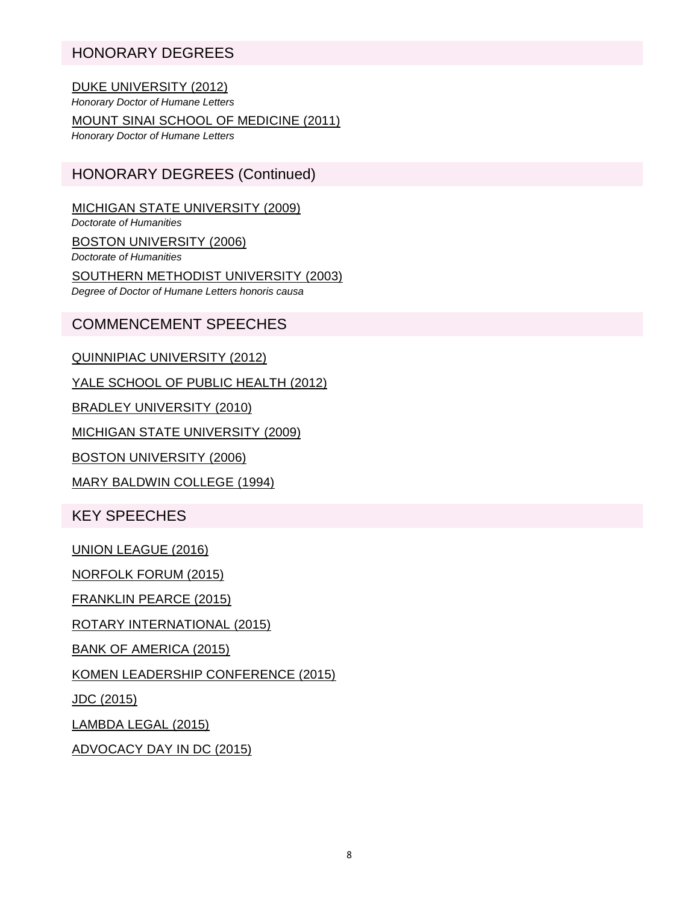## HONORARY DEGREES

DUKE UNIVERSITY (2012)
*Honorary Doctor of Humane Letters*

MOUNT SINAI SCHOOL OF MEDICINE (2011)
*Honorary Doctor of Humane Letters*

## HONORARY DEGREES (Continued)

MICHIGAN STATE UNIVERSITY (2009)
*Doctorate of Humanities*

BOSTON UNIVERSITY (2006)
*Doctorate of Humanities*

SOUTHERN METHODIST UNIVERSITY (2003)
*Degree of Doctor of Humane Letters honoris causa*

## COMMENCEMENT SPEECHES

QUINNIPIAC UNIVERSITY (2012)

YALE SCHOOL OF PUBLIC HEALTH (2012)

BRADLEY UNIVERSITY (2010)

MICHIGAN STATE UNIVERSITY (2009)

BOSTON UNIVERSITY (2006)

MARY BALDWIN COLLEGE (1994)

## KEY SPEECHES

UNION LEAGUE (2016)

NORFOLK FORUM (2015)

FRANKLIN PEARCE (2015)

ROTARY INTERNATIONAL (2015)

BANK OF AMERICA (2015)

KOMEN LEADERSHIP CONFERENCE (2015)

JDC (2015)

LAMBDA LEGAL (2015)

ADVOCACY DAY IN DC (2015)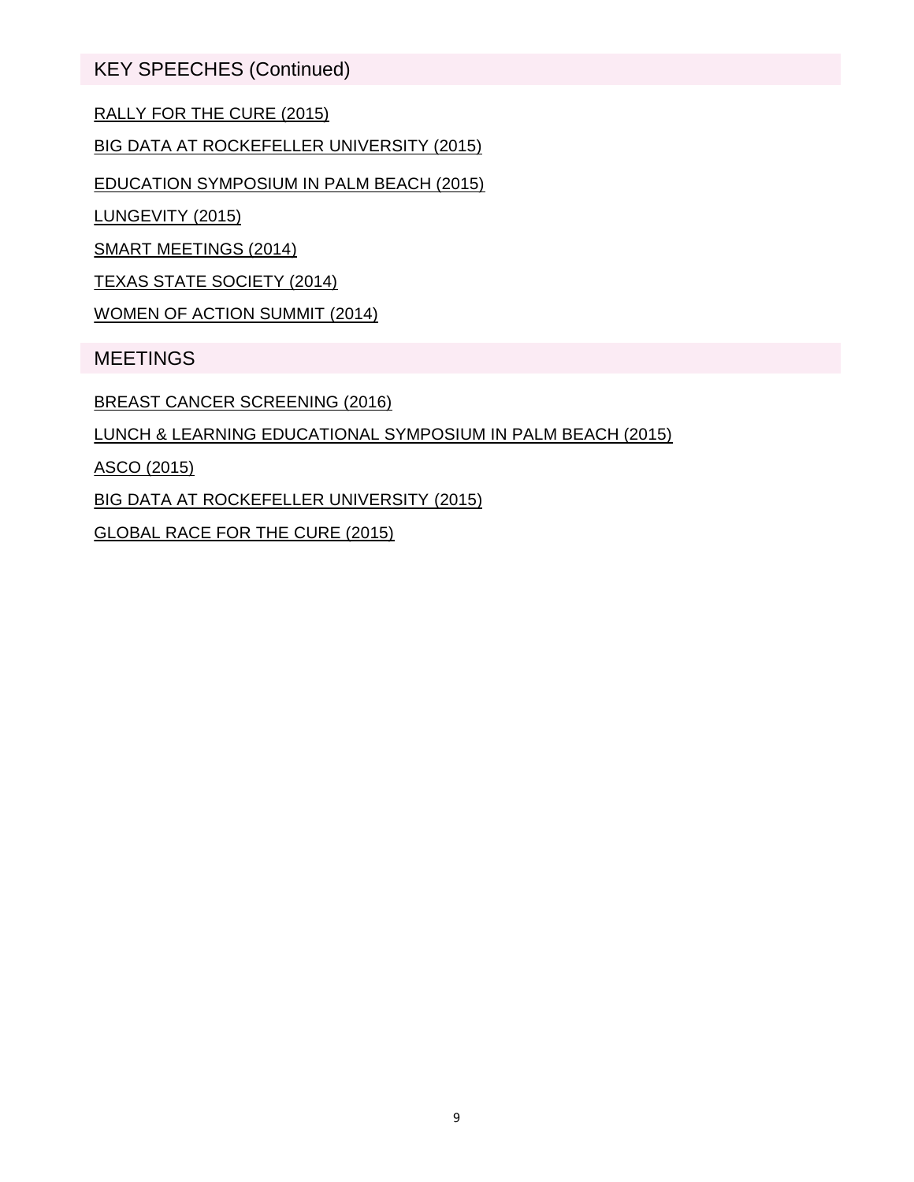## KEY SPEECHES (Continued)

RALLY FOR THE CURE (2015)

BIG DATA AT ROCKEFELLER UNIVERSITY (2015)

EDUCATION SYMPOSIUM IN PALM BEACH (2015)

LUNGEVITY (2015)

SMART MEETINGS (2014)

TEXAS STATE SOCIETY (2014)

WOMEN OF ACTION SUMMIT (2014)

## MEETINGS

BREAST CANCER SCREENING (2016)

LUNCH & LEARNING EDUCATIONAL SYMPOSIUM IN PALM BEACH (2015)

ASCO (2015)

BIG DATA AT ROCKEFELLER UNIVERSITY (2015)

GLOBAL RACE FOR THE CURE (2015)